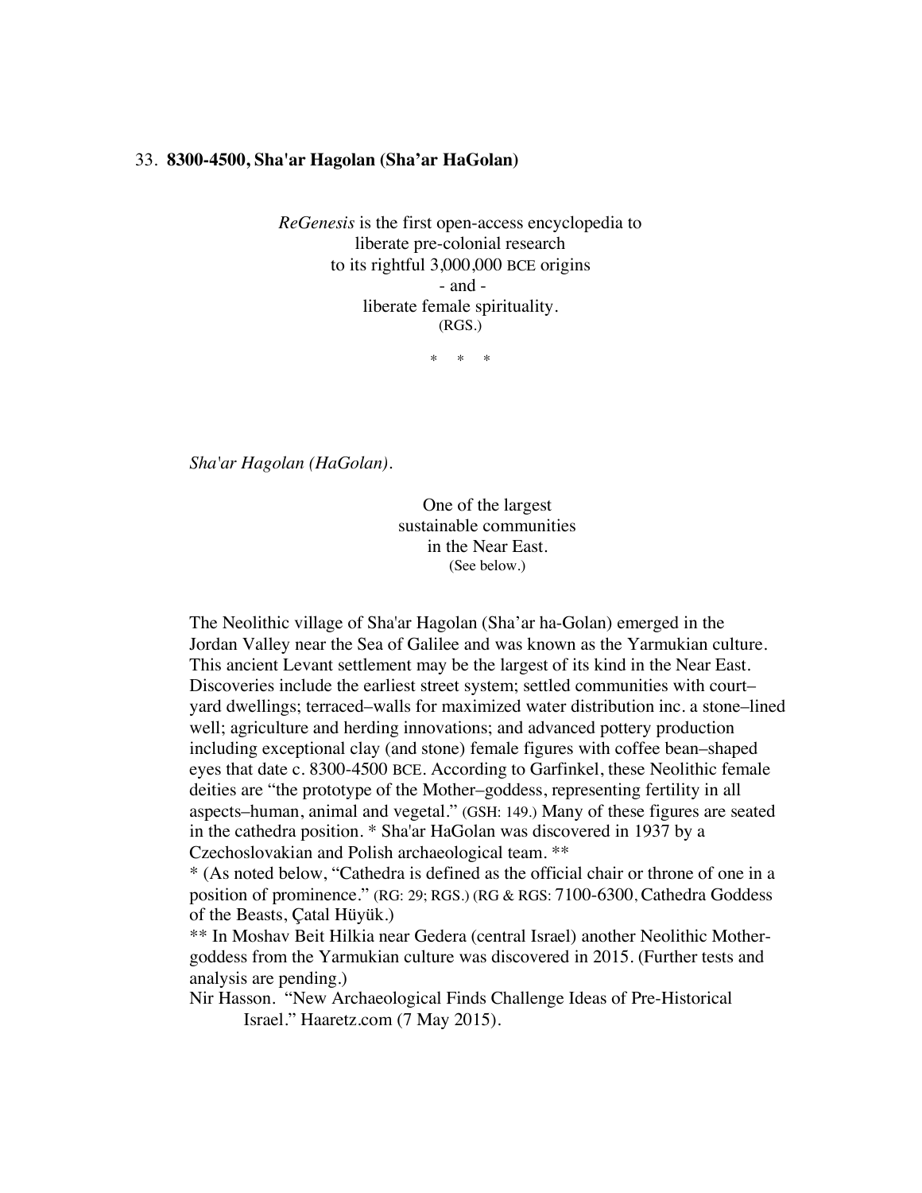33. **8300-4500, Sha'ar Hagolan (Sha'ar HaGolan)**

*ReGenesis* is the first open-access encyclopedia to
liberate pre-colonial research
to its rightful 3,000,000 BCE origins
\- and -
liberate female spirituality.
(RGS.)

\*    \*    \*

*Sha'ar Hagolan (HaGolan).*

One of the largest
sustainable communities
in the Near East.
(See below.)

The Neolithic village of Sha'ar Hagolan (Sha'ar ha-Golan) emerged in the Jordan Valley near the Sea of Galilee and was known as the Yarmukian culture. This ancient Levant settlement may be the largest of its kind in the Near East. Discoveries include the earliest street system; settled communities with court–yard dwellings; terraced–walls for maximized water distribution inc. a stone–lined well; agriculture and herding innovations; and advanced pottery production including exceptional clay (and stone) female figures with coffee bean–shaped eyes that date c. 8300-4500 BCE. According to Garfinkel, these Neolithic female deities are "the prototype of the Mother–goddess, representing fertility in all aspects–human, animal and vegetal." (GSH: 149.) Many of these figures are seated in the cathedra position. * Sha'ar HaGolan was discovered in 1937 by a Czechoslovakian and Polish archaeological team. **

\* (As noted below, "Cathedra is defined as the official chair or throne of one in a position of prominence." (RG: 29; RGS.) (RG & RGS: 7100-6300, Cathedra Goddess of the Beasts, Çatal Hüyük.)

\*\* In Moshav Beit Hilkia near Gedera (central Israel) another Neolithic Mother-goddess from the Yarmukian culture was discovered in 2015. (Further tests and analysis are pending.)

Nir Hasson. "New Archaeological Finds Challenge Ideas of Pre-Historical Israel." Haaretz.com (7 May 2015).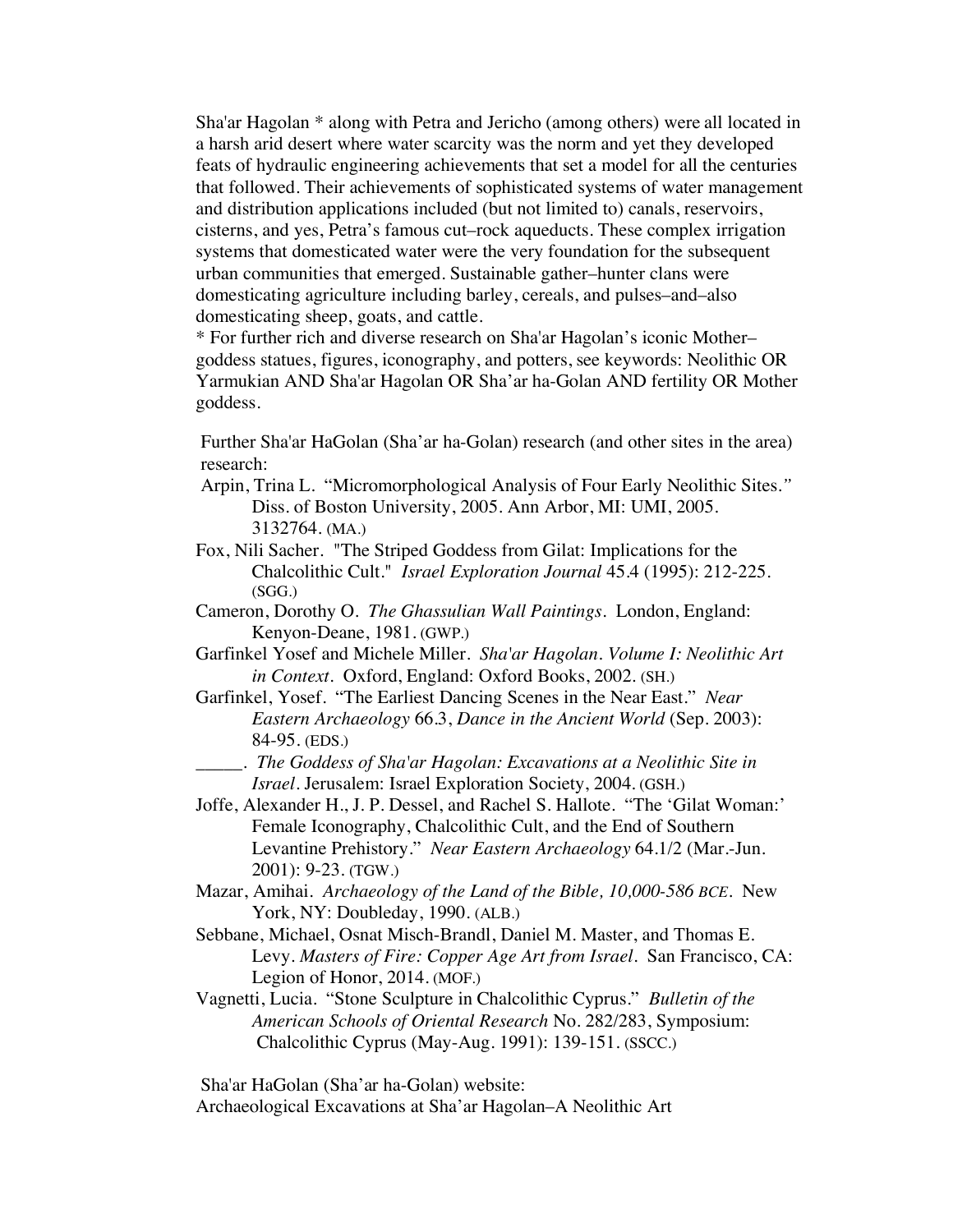Sha'ar Hagolan * along with Petra and Jericho (among others) were all located in a harsh arid desert where water scarcity was the norm and yet they developed feats of hydraulic engineering achievements that set a model for all the centuries that followed. Their achievements of sophisticated systems of water management and distribution applications included (but not limited to) canals, reservoirs, cisterns, and yes, Petra's famous cut–rock aqueducts. These complex irrigation systems that domesticated water were the very foundation for the subsequent urban communities that emerged. Sustainable gather–hunter clans were domesticating agriculture including barley, cereals, and pulses–and–also domesticating sheep, goats, and cattle.

* For further rich and diverse research on Sha'ar Hagolan's iconic Mother–goddess statues, figures, iconography, and potters, see keywords: Neolithic OR Yarmukian AND Sha'ar Hagolan OR Sha'ar ha-Golan AND fertility OR Mother goddess.

Further Sha'ar HaGolan (Sha'ar ha-Golan) research (and other sites in the area) research:

Arpin, Trina L. "Micromorphological Analysis of Four Early Neolithic Sites." Diss. of Boston University, 2005. Ann Arbor, MI: UMI, 2005. 3132764. (MA.)

Fox, Nili Sacher. "The Striped Goddess from Gilat: Implications for the Chalcolithic Cult." *Israel Exploration Journal* 45.4 (1995): 212-225. (SGG.)

Cameron, Dorothy O. *The Ghassulian Wall Paintings*. London, England: Kenyon-Deane, 1981. (GWP.)

Garfinkel Yosef and Michele Miller. *Sha'ar Hagolan. Volume I: Neolithic Art in Context*. Oxford, England: Oxford Books, 2002. (SH.)

Garfinkel, Yosef. "The Earliest Dancing Scenes in the Near East." *Near Eastern Archaeology* 66.3, *Dance in the Ancient World* (Sep. 2003): 84-95. (EDS.)

_____. *The Goddess of Sha'ar Hagolan: Excavations at a Neolithic Site in Israel*. Jerusalem: Israel Exploration Society, 2004. (GSH.)

Joffe, Alexander H., J. P. Dessel, and Rachel S. Hallote. "The 'Gilat Woman:' Female Iconography, Chalcolithic Cult, and the End of Southern Levantine Prehistory." *Near Eastern Archaeology* 64.1/2 (Mar.-Jun. 2001): 9-23. (TGW.)

Mazar, Amihai. *Archaeology of the Land of the Bible, 10,000-586 BCE*. New York, NY: Doubleday, 1990. (ALB.)

Sebbane, Michael, Osnat Misch-Brandl, Daniel M. Master, and Thomas E. Levy. *Masters of Fire: Copper Age Art from Israel*. San Francisco, CA: Legion of Honor, 2014. (MOF.)

Vagnetti, Lucia. "Stone Sculpture in Chalcolithic Cyprus." *Bulletin of the American Schools of Oriental Research* No. 282/283, Symposium: Chalcolithic Cyprus (May-Aug. 1991): 139-151. (SSCC.)

Sha'ar HaGolan (Sha'ar ha-Golan) website:

Archaeological Excavations at Sha'ar Hagolan–A Neolithic Art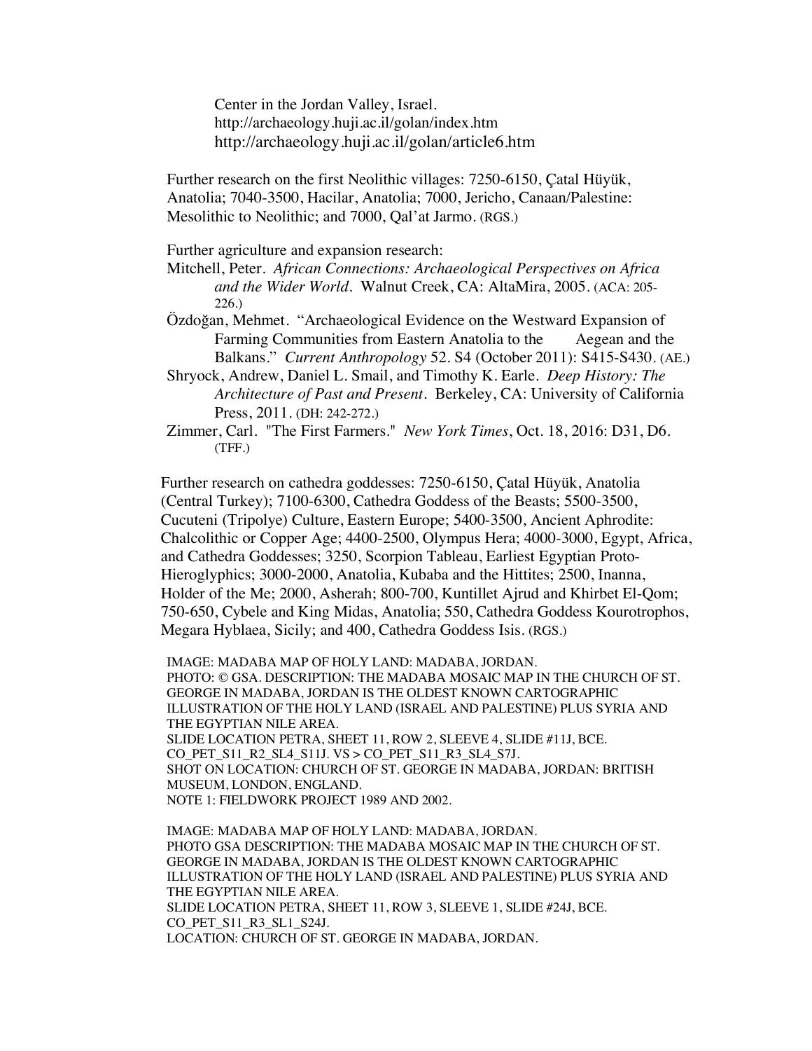Center in the Jordan Valley, Israel.
http://archaeology.huji.ac.il/golan/index.htm
http://archaeology.huji.ac.il/golan/article6.htm

Further research on the first Neolithic villages: 7250-6150, Çatal Hüyük, Anatolia; 7040-3500, Hacilar, Anatolia; 7000, Jericho, Canaan/Palestine: Mesolithic to Neolithic; and 7000, Qal'at Jarmo. (RGS.)

Further agriculture and expansion research:

Mitchell, Peter. *African Connections: Archaeological Perspectives on Africa and the Wider World*. Walnut Creek, CA: AltaMira, 2005. (ACA: 205-226.)

Özdoğan, Mehmet. "Archaeological Evidence on the Westward Expansion of Farming Communities from Eastern Anatolia to the Aegean and the Balkans." *Current Anthropology* 52. S4 (October 2011): S415-S430. (AE.)

Shryock, Andrew, Daniel L. Smail, and Timothy K. Earle. *Deep History: The Architecture of Past and Present*. Berkeley, CA: University of California Press, 2011. (DH: 242-272.)

Zimmer, Carl. "The First Farmers." *New York Times*, Oct. 18, 2016: D31, D6. (TFF.)

Further research on cathedra goddesses: 7250-6150, Çatal Hüyük, Anatolia (Central Turkey); 7100-6300, Cathedra Goddess of the Beasts; 5500-3500, Cucuteni (Tripolye) Culture, Eastern Europe; 5400-3500, Ancient Aphrodite: Chalcolithic or Copper Age; 4400-2500, Olympus Hera; 4000-3000, Egypt, Africa, and Cathedra Goddesses; 3250, Scorpion Tableau, Earliest Egyptian Proto-Hieroglyphics; 3000-2000, Anatolia, Kubaba and the Hittites; 2500, Inanna, Holder of the Me; 2000, Asherah; 800-700, Kuntillet Ajrud and Khirbet El-Qom; 750-650, Cybele and King Midas, Anatolia; 550, Cathedra Goddess Kourotrophos, Megara Hyblaea, Sicily; and 400, Cathedra Goddess Isis. (RGS.)

IMAGE: MADABA MAP OF HOLY LAND: MADABA, JORDAN.
PHOTO: © GSA. DESCRIPTION: THE MADABA MOSAIC MAP IN THE CHURCH OF ST. GEORGE IN MADABA, JORDAN IS THE OLDEST KNOWN CARTOGRAPHIC ILLUSTRATION OF THE HOLY LAND (ISRAEL AND PALESTINE) PLUS SYRIA AND THE EGYPTIAN NILE AREA.
SLIDE LOCATION PETRA, SHEET 11, ROW 2, SLEEVE 4, SLIDE #11J, BCE.
CO_PET_S11_R2_SL4_S11J. VS > CO_PET_S11_R3_SL4_S7J.
SHOT ON LOCATION: CHURCH OF ST. GEORGE IN MADABA, JORDAN: BRITISH MUSEUM, LONDON, ENGLAND.
NOTE 1: FIELDWORK PROJECT 1989 AND 2002.

IMAGE: MADABA MAP OF HOLY LAND: MADABA, JORDAN.
PHOTO GSA DESCRIPTION: THE MADABA MOSAIC MAP IN THE CHURCH OF ST. GEORGE IN MADABA, JORDAN IS THE OLDEST KNOWN CARTOGRAPHIC ILLUSTRATION OF THE HOLY LAND (ISRAEL AND PALESTINE) PLUS SYRIA AND THE EGYPTIAN NILE AREA.
SLIDE LOCATION PETRA, SHEET 11, ROW 3, SLEEVE 1, SLIDE #24J, BCE.
CO_PET_S11_R3_SL1_S24J.
LOCATION: CHURCH OF ST. GEORGE IN MADABA, JORDAN.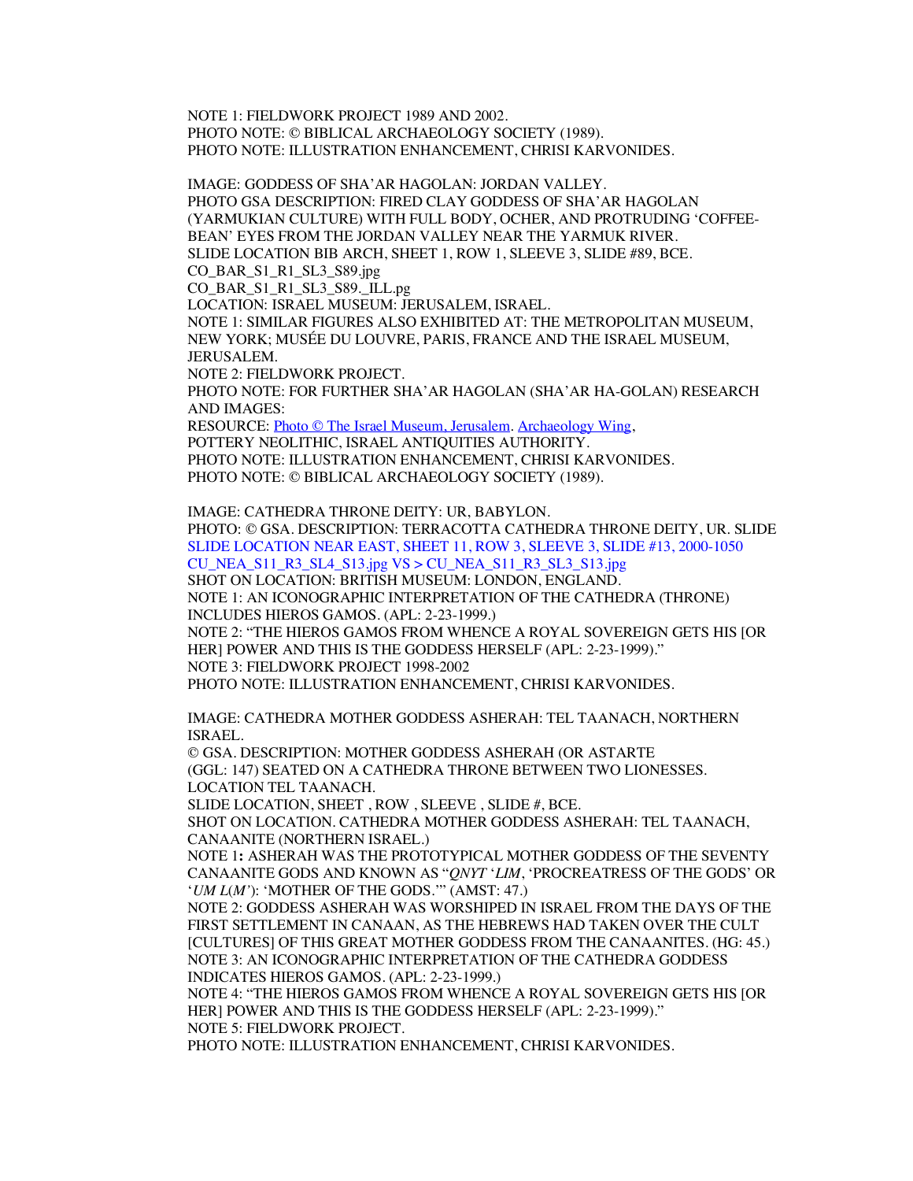NOTE 1: FIELDWORK PROJECT 1989 AND 2002.
PHOTO NOTE: © BIBLICAL ARCHAEOLOGY SOCIETY (1989).
PHOTO NOTE: ILLUSTRATION ENHANCEMENT, CHRISI KARVONIDES.

IMAGE: GODDESS OF SHA'AR HAGOLAN: JORDAN VALLEY.
PHOTO GSA DESCRIPTION: FIRED CLAY GODDESS OF SHA'AR HAGOLAN (YARMUKIAN CULTURE) WITH FULL BODY, OCHER, AND PROTRUDING 'COFFEE-BEAN' EYES FROM THE JORDAN VALLEY NEAR THE YARMUK RIVER.
SLIDE LOCATION BIB ARCH, SHEET 1, ROW 1, SLEEVE 3, SLIDE #89, BCE.
CO_BAR_S1_R1_SL3_S89.jpg
CO_BAR_S1_R1_SL3_S89._ILL.pg
LOCATION: ISRAEL MUSEUM: JERUSALEM, ISRAEL.
NOTE 1: SIMILAR FIGURES ALSO EXHIBITED AT: THE METROPOLITAN MUSEUM, NEW YORK; MUSÉE DU LOUVRE, PARIS, FRANCE AND THE ISRAEL MUSEUM, JERUSALEM.
NOTE 2: FIELDWORK PROJECT.
PHOTO NOTE: FOR FURTHER SHA'AR HAGOLAN (SHA'AR HA-GOLAN) RESEARCH AND IMAGES:
RESOURCE: Photo © The Israel Museum, Jerusalem. Archaeology Wing, POTTERY NEOLITHIC, ISRAEL ANTIQUITIES AUTHORITY.
PHOTO NOTE: ILLUSTRATION ENHANCEMENT, CHRISI KARVONIDES.
PHOTO NOTE: © BIBLICAL ARCHAEOLOGY SOCIETY (1989).

IMAGE: CATHEDRA THRONE DEITY: UR, BABYLON.
PHOTO: © GSA. DESCRIPTION: TERRACOTTA CATHEDRA THRONE DEITY, UR. SLIDE
SLIDE LOCATION NEAR EAST, SHEET 11, ROW 3, SLEEVE 3, SLIDE #13, 2000-1050
CU_NEA_S11_R3_SL4_S13.jpg VS > CU_NEA_S11_R3_SL3_S13.jpg
SHOT ON LOCATION: BRITISH MUSEUM: LONDON, ENGLAND.
NOTE 1: AN ICONOGRAPHIC INTERPRETATION OF THE CATHEDRA (THRONE) INCLUDES HIEROS GAMOS. (APL: 2-23-1999.)
NOTE 2: "THE HIEROS GAMOS FROM WHENCE A ROYAL SOVEREIGN GETS HIS [OR HER] POWER AND THIS IS THE GODDESS HERSELF (APL: 2-23-1999)."
NOTE 3: FIELDWORK PROJECT 1998-2002
PHOTO NOTE: ILLUSTRATION ENHANCEMENT, CHRISI KARVONIDES.

IMAGE: CATHEDRA MOTHER GODDESS ASHERAH: TEL TAANACH, NORTHERN ISRAEL.
© GSA. DESCRIPTION: MOTHER GODDESS ASHERAH (OR ASTARTE (GGL: 147) SEATED ON A CATHEDRA THRONE BETWEEN TWO LIONESSES.
LOCATION TEL TAANACH.
SLIDE LOCATION, SHEET , ROW , SLEEVE , SLIDE #, BCE.
SHOT ON LOCATION. CATHEDRA MOTHER GODDESS ASHERAH: TEL TAANACH, CANAANITE (NORTHERN ISRAEL.)
NOTE 1**:** ASHERAH WAS THE PROTOTYPICAL MOTHER GODDESS OF THE SEVENTY CANAANITE GODS AND KNOWN AS "*QNYT* '*LIM*, 'PROCREATRESS OF THE GODS' OR '*UM L*(*M'*): 'MOTHER OF THE GODS.'" (AMST: 47.)
NOTE 2: GODDESS ASHERAH WAS WORSHIPED IN ISRAEL FROM THE DAYS OF THE FIRST SETTLEMENT IN CANAAN, AS THE HEBREWS HAD TAKEN OVER THE CULT [CULTURES] OF THIS GREAT MOTHER GODDESS FROM THE CANAANITES. (HG: 45.)
NOTE 3: AN ICONOGRAPHIC INTERPRETATION OF THE CATHEDRA GODDESS INDICATES HIEROS GAMOS. (APL: 2-23-1999.)
NOTE 4: "THE HIEROS GAMOS FROM WHENCE A ROYAL SOVEREIGN GETS HIS [OR HER] POWER AND THIS IS THE GODDESS HERSELF (APL: 2-23-1999)."
NOTE 5: FIELDWORK PROJECT.
PHOTO NOTE: ILLUSTRATION ENHANCEMENT, CHRISI KARVONIDES.